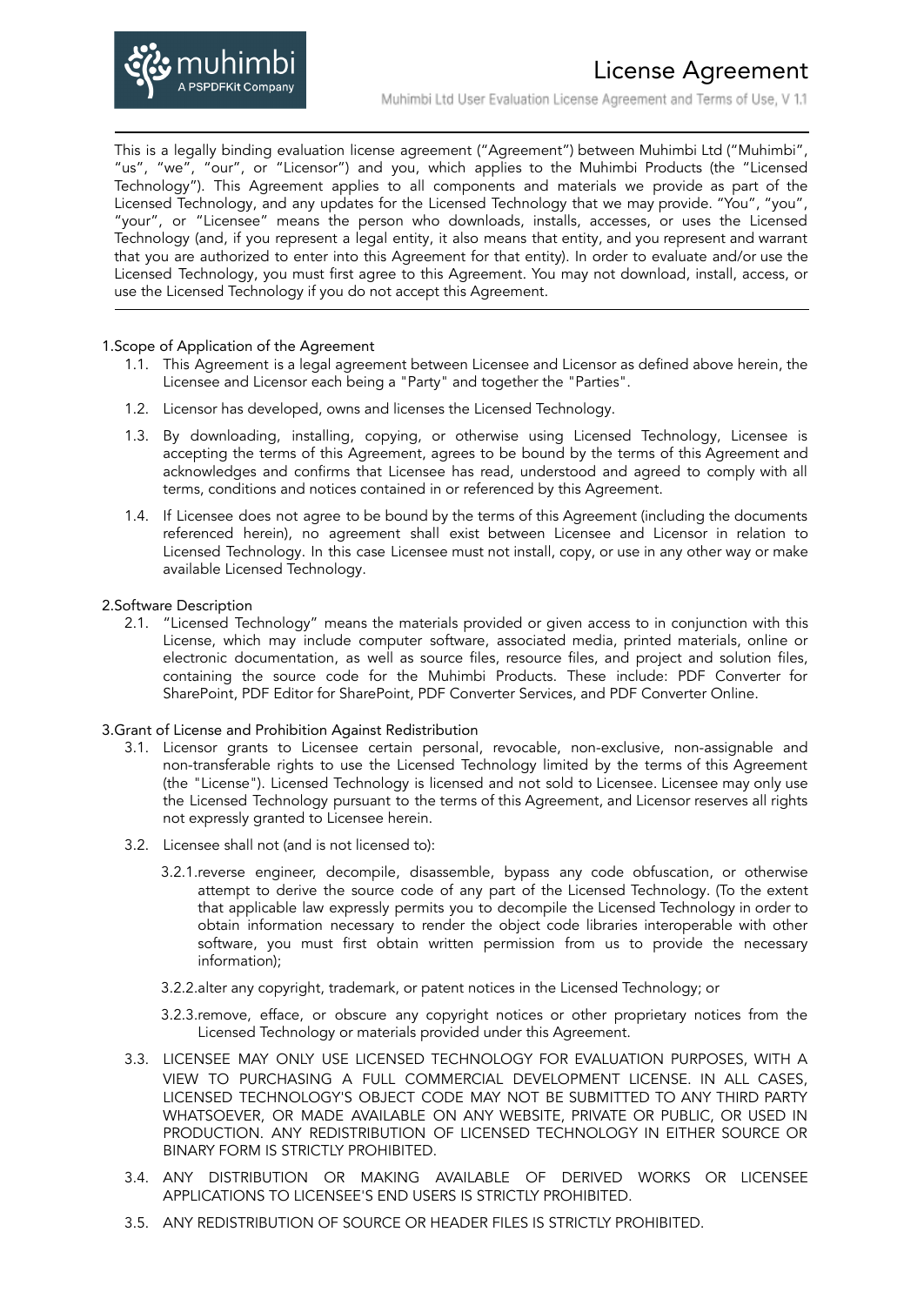# License Agreement

Muhimbi Ltd User Evaluation License Agreement and Terms of Use, V 1.1

This is a legally binding evaluation license agreement ("Agreement") between Muhimbi Ltd ("Muhimbi", "us", "we", "our", or "Licensor") and you, which applies to the Muhimbi Products (the "Licensed Technology"). This Agreement applies to all components and materials we provide as part of the Licensed Technology, and any updates for the Licensed Technology that we may provide. "You", "you", "your", or "Licensee" means the person who downloads, installs, accesses, or uses the Licensed Technology (and, if you represent a legal entity, it also means that entity, and you represent and warrant that you are authorized to enter into this Agreement for that entity). In order to evaluate and/or use the Licensed Technology, you must first agree to this Agreement. You may not download, install, access, or use the Licensed Technology if you do not accept this Agreement.

1.Scope of Application of the Agreement

1.1. This Agreement is a legal agreement between Licensee and Licensor as defined above herein, the Licensee and Licensor each being a "Party" and together the "Parties".

1.2. Licensor has developed, owns and licenses the Licensed Technology.

1.3. By downloading, installing, copying, or otherwise using Licensed Technology, Licensee is accepting the terms of this Agreement, agrees to be bound by the terms of this Agreement and acknowledges and confirms that Licensee has read, understood and agreed to comply with all terms, conditions and notices contained in or referenced by this Agreement.

1.4. If Licensee does not agree to be bound by the terms of this Agreement (including the documents referenced herein), no agreement shall exist between Licensee and Licensor in relation to Licensed Technology. In this case Licensee must not install, copy, or use in any other way or make available Licensed Technology.

2.Software Description

2.1. "Licensed Technology" means the materials provided or given access to in conjunction with this License, which may include computer software, associated media, printed materials, online or electronic documentation, as well as source files, resource files, and project and solution files, containing the source code for the Muhimbi Products. These include: PDF Converter for SharePoint, PDF Editor for SharePoint, PDF Converter Services, and PDF Converter Online.

3.Grant of License and Prohibition Against Redistribution

3.1. Licensor grants to Licensee certain personal, revocable, non-exclusive, non-assignable and non-transferable rights to use the Licensed Technology limited by the terms of this Agreement (the "License"). Licensed Technology is licensed and not sold to Licensee. Licensee may only use the Licensed Technology pursuant to the terms of this Agreement, and Licensor reserves all rights not expressly granted to Licensee herein.

3.2. Licensee shall not (and is not licensed to):

3.2.1.reverse engineer, decompile, disassemble, bypass any code obfuscation, or otherwise attempt to derive the source code of any part of the Licensed Technology. (To the extent that applicable law expressly permits you to decompile the Licensed Technology in order to obtain information necessary to render the object code libraries interoperable with other software, you must first obtain written permission from us to provide the necessary information);

3.2.2.alter any copyright, trademark, or patent notices in the Licensed Technology; or

3.2.3.remove, efface, or obscure any copyright notices or other proprietary notices from the Licensed Technology or materials provided under this Agreement.

3.3. LICENSEE MAY ONLY USE LICENSED TECHNOLOGY FOR EVALUATION PURPOSES, WITH A VIEW TO PURCHASING A FULL COMMERCIAL DEVELOPMENT LICENSE. IN ALL CASES, LICENSED TECHNOLOGY'S OBJECT CODE MAY NOT BE SUBMITTED TO ANY THIRD PARTY WHATSOEVER, OR MADE AVAILABLE ON ANY WEBSITE, PRIVATE OR PUBLIC, OR USED IN PRODUCTION. ANY REDISTRIBUTION OF LICENSED TECHNOLOGY IN EITHER SOURCE OR BINARY FORM IS STRICTLY PROHIBITED.

3.4. ANY DISTRIBUTION OR MAKING AVAILABLE OF DERIVED WORKS OR LICENSEE APPLICATIONS TO LICENSEE'S END USERS IS STRICTLY PROHIBITED.

3.5. ANY REDISTRIBUTION OF SOURCE OR HEADER FILES IS STRICTLY PROHIBITED.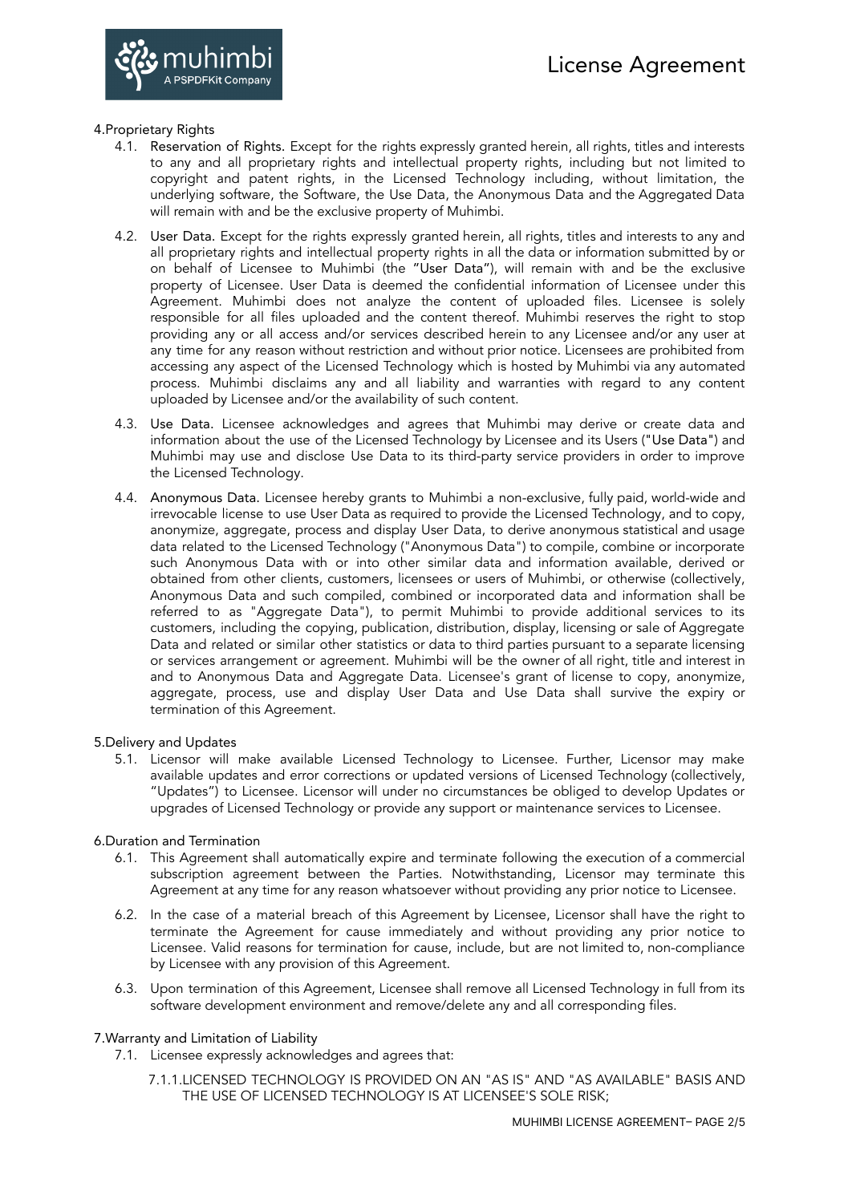## 4. Proprietary Rights

4.1. **Reservation of Rights.** Except for the rights expressly granted herein, all rights, titles and interests to any and all proprietary rights and intellectual property rights, including but not limited to copyright and patent rights, in the Licensed Technology including, without limitation, the underlying software, the Software, the Use Data, the Anonymous Data and the Aggregated Data will remain with and be the exclusive property of Muhimbi.

4.2. **User Data.** Except for the rights expressly granted herein, all rights, titles and interests to any and all proprietary rights and intellectual property rights in all the data or information submitted by or on behalf of Licensee to Muhimbi (the "User Data"), will remain with and be the exclusive property of Licensee. User Data is deemed the confidential information of Licensee under this Agreement. Muhimbi does not analyze the content of uploaded files. Licensee is solely responsible for all files uploaded and the content thereof. Muhimbi reserves the right to stop providing any or all access and/or services described herein to any Licensee and/or any user at any time for any reason without restriction and without prior notice. Licensees are prohibited from accessing any aspect of the Licensed Technology which is hosted by Muhimbi via any automated process. Muhimbi disclaims any and all liability and warranties with regard to any content uploaded by Licensee and/or the availability of such content.

4.3. **Use Data.** Licensee acknowledges and agrees that Muhimbi may derive or create data and information about the use of the Licensed Technology by Licensee and its Users ("Use Data") and Muhimbi may use and disclose Use Data to its third-party service providers in order to improve the Licensed Technology.

4.4. **Anonymous Data.** Licensee hereby grants to Muhimbi a non-exclusive, fully paid, world-wide and irrevocable license to use User Data as required to provide the Licensed Technology, and to copy, anonymize, aggregate, process and display User Data, to derive anonymous statistical and usage data related to the Licensed Technology ("Anonymous Data") to compile, combine or incorporate such Anonymous Data with or into other similar data and information available, derived or obtained from other clients, customers, licensees or users of Muhimbi, or otherwise (collectively, Anonymous Data and such compiled, combined or incorporated data and information shall be referred to as "Aggregate Data"), to permit Muhimbi to provide additional services to its customers, including the copying, publication, distribution, display, licensing or sale of Aggregate Data and related or similar other statistics or data to third parties pursuant to a separate licensing or services arrangement or agreement. Muhimbi will be the owner of all right, title and interest in and to Anonymous Data and Aggregate Data. Licensee's grant of license to copy, anonymize, aggregate, process, use and display User Data and Use Data shall survive the expiry or termination of this Agreement.

## 5. Delivery and Updates

5.1. Licensor will make available Licensed Technology to Licensee. Further, Licensor may make available updates and error corrections or updated versions of Licensed Technology (collectively, "Updates") to Licensee. Licensor will under no circumstances be obliged to develop Updates or upgrades of Licensed Technology or provide any support or maintenance services to Licensee.

## 6. Duration and Termination

6.1. This Agreement shall automatically expire and terminate following the execution of a commercial subscription agreement between the Parties. Notwithstanding, Licensor may terminate this Agreement at any time for any reason whatsoever without providing any prior notice to Licensee.

6.2. In the case of a material breach of this Agreement by Licensee, Licensor shall have the right to terminate the Agreement for cause immediately and without providing any prior notice to Licensee. Valid reasons for termination for cause, include, but are not limited to, non-compliance by Licensee with any provision of this Agreement.

6.3. Upon termination of this Agreement, Licensee shall remove all Licensed Technology in full from its software development environment and remove/delete any and all corresponding files.

## 7. Warranty and Limitation of Liability

7.1. Licensee expressly acknowledges and agrees that:

7.1.1. LICENSED TECHNOLOGY IS PROVIDED ON AN "AS IS" AND "AS AVAILABLE" BASIS AND THE USE OF LICENSED TECHNOLOGY IS AT LICENSEE'S SOLE RISK;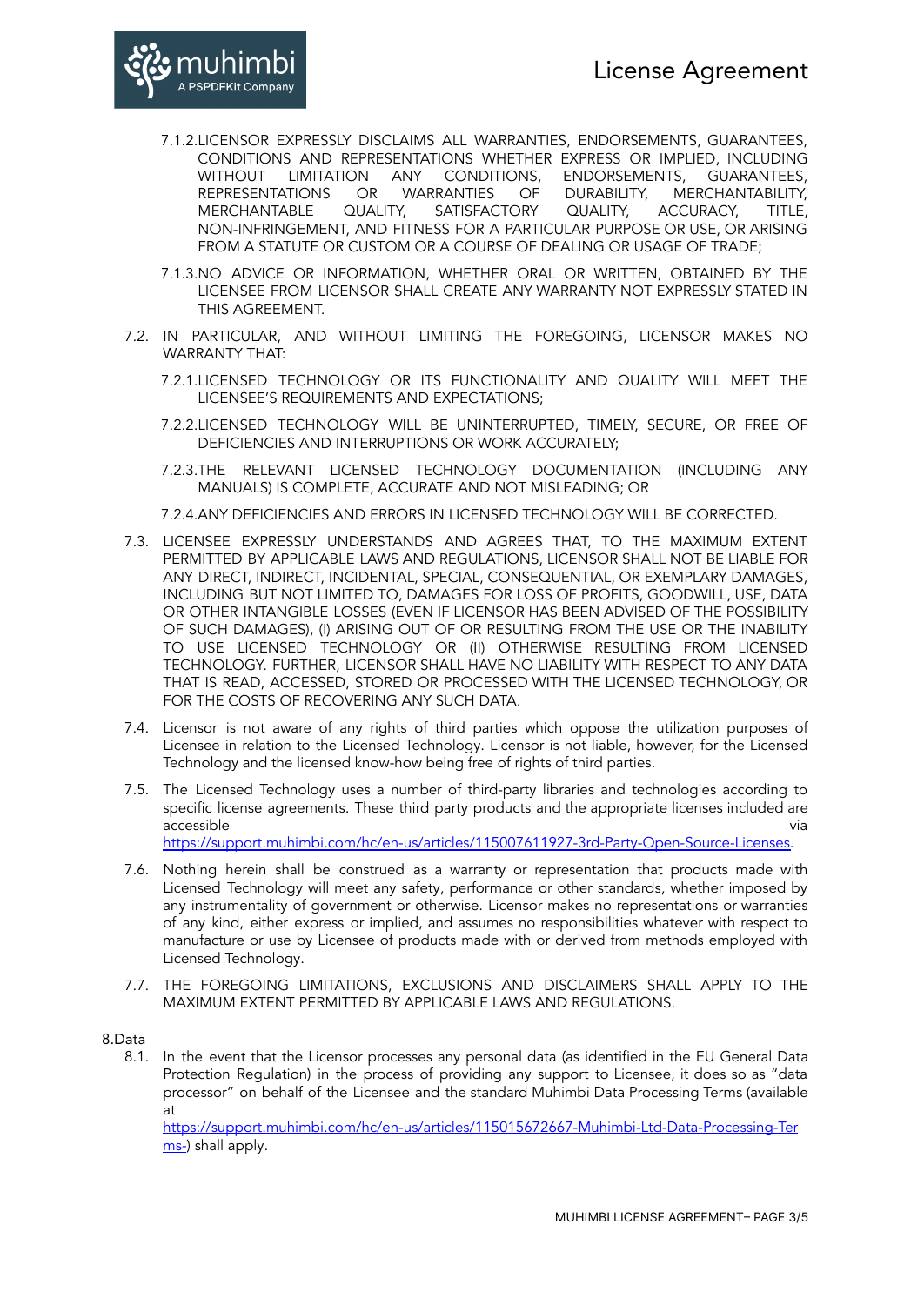7.1.2. LICENSOR EXPRESSLY DISCLAIMS ALL WARRANTIES, ENDORSEMENTS, GUARANTEES, CONDITIONS AND REPRESENTATIONS WHETHER EXPRESS OR IMPLIED, INCLUDING WITHOUT LIMITATION ANY CONDITIONS, ENDORSEMENTS, GUARANTEES, REPRESENTATIONS OR WARRANTIES OF DURABILITY, MERCHANTABILITY, MERCHANTABLE QUALITY, SATISFACTORY QUALITY, ACCURACY, TITLE, NON-INFRINGEMENT, AND FITNESS FOR A PARTICULAR PURPOSE OR USE, OR ARISING FROM A STATUTE OR CUSTOM OR A COURSE OF DEALING OR USAGE OF TRADE;

7.1.3. NO ADVICE OR INFORMATION, WHETHER ORAL OR WRITTEN, OBTAINED BY THE LICENSEE FROM LICENSOR SHALL CREATE ANY WARRANTY NOT EXPRESSLY STATED IN THIS AGREEMENT.

7.2. IN PARTICULAR, AND WITHOUT LIMITING THE FOREGOING, LICENSOR MAKES NO WARRANTY THAT:

7.2.1. LICENSED TECHNOLOGY OR ITS FUNCTIONALITY AND QUALITY WILL MEET THE LICENSEE'S REQUIREMENTS AND EXPECTATIONS;

7.2.2. LICENSED TECHNOLOGY WILL BE UNINTERRUPTED, TIMELY, SECURE, OR FREE OF DEFICIENCIES AND INTERRUPTIONS OR WORK ACCURATELY;

7.2.3. THE RELEVANT LICENSED TECHNOLOGY DOCUMENTATION (INCLUDING ANY MANUALS) IS COMPLETE, ACCURATE AND NOT MISLEADING; OR

7.2.4. ANY DEFICIENCIES AND ERRORS IN LICENSED TECHNOLOGY WILL BE CORRECTED.

7.3. LICENSEE EXPRESSLY UNDERSTANDS AND AGREES THAT, TO THE MAXIMUM EXTENT PERMITTED BY APPLICABLE LAWS AND REGULATIONS, LICENSOR SHALL NOT BE LIABLE FOR ANY DIRECT, INDIRECT, INCIDENTAL, SPECIAL, CONSEQUENTIAL, OR EXEMPLARY DAMAGES, INCLUDING BUT NOT LIMITED TO, DAMAGES FOR LOSS OF PROFITS, GOODWILL, USE, DATA OR OTHER INTANGIBLE LOSSES (EVEN IF LICENSOR HAS BEEN ADVISED OF THE POSSIBILITY OF SUCH DAMAGES), (I) ARISING OUT OF OR RESULTING FROM THE USE OR THE INABILITY TO USE LICENSED TECHNOLOGY OR (II) OTHERWISE RESULTING FROM LICENSED TECHNOLOGY. FURTHER, LICENSOR SHALL HAVE NO LIABILITY WITH RESPECT TO ANY DATA THAT IS READ, ACCESSED, STORED OR PROCESSED WITH THE LICENSED TECHNOLOGY, OR FOR THE COSTS OF RECOVERING ANY SUCH DATA.

7.4. Licensor is not aware of any rights of third parties which oppose the utilization purposes of Licensee in relation to the Licensed Technology. Licensor is not liable, however, for the Licensed Technology and the licensed know-how being free of rights of third parties.

7.5. The Licensed Technology uses a number of third-party libraries and technologies according to specific license agreements. These third party products and the appropriate licenses included are accessible via https://support.muhimbi.com/hc/en-us/articles/115007611927-3rd-Party-Open-Source-Licenses.

7.6. Nothing herein shall be construed as a warranty or representation that products made with Licensed Technology will meet any safety, performance or other standards, whether imposed by any instrumentality of government or otherwise. Licensor makes no representations or warranties of any kind, either express or implied, and assumes no responsibilities whatever with respect to manufacture or use by Licensee of products made with or derived from methods employed with Licensed Technology.

7.7. THE FOREGOING LIMITATIONS, EXCLUSIONS AND DISCLAIMERS SHALL APPLY TO THE MAXIMUM EXTENT PERMITTED BY APPLICABLE LAWS AND REGULATIONS.

8. Data

8.1. In the event that the Licensor processes any personal data (as identified in the EU General Data Protection Regulation) in the process of providing any support to Licensee, it does so as "data processor" on behalf of the Licensee and the standard Muhimbi Data Processing Terms (available at https://support.muhimbi.com/hc/en-us/articles/115015672667-Muhimbi-Ltd-Data-Processing-Terms-) shall apply.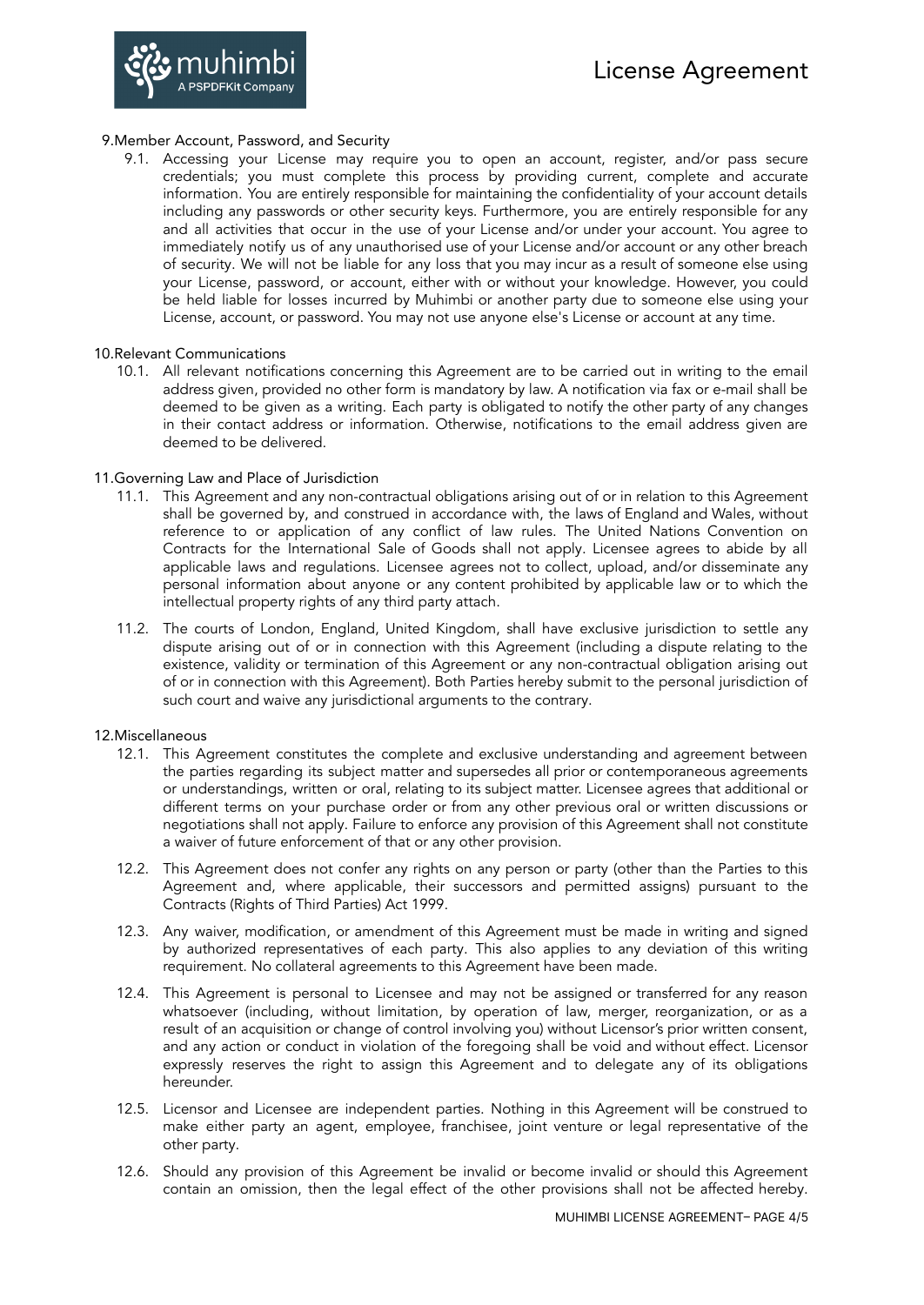## 9. Member Account, Password, and Security

9.1. Accessing your License may require you to open an account, register, and/or pass secure credentials; you must complete this process by providing current, complete and accurate information. You are entirely responsible for maintaining the confidentiality of your account details including any passwords or other security keys. Furthermore, you are entirely responsible for any and all activities that occur in the use of your License and/or under your account. You agree to immediately notify us of any unauthorised use of your License and/or account or any other breach of security. We will not be liable for any loss that you may incur as a result of someone else using your License, password, or account, either with or without your knowledge. However, you could be held liable for losses incurred by Muhimbi or another party due to someone else using your License, account, or password. You may not use anyone else's License or account at any time.

## 10. Relevant Communications

10.1. All relevant notifications concerning this Agreement are to be carried out in writing to the email address given, provided no other form is mandatory by law. A notification via fax or e-mail shall be deemed to be given as a writing. Each party is obligated to notify the other party of any changes in their contact address or information. Otherwise, notifications to the email address given are deemed to be delivered.

## 11. Governing Law and Place of Jurisdiction

11.1. This Agreement and any non-contractual obligations arising out of or in relation to this Agreement shall be governed by, and construed in accordance with, the laws of England and Wales, without reference to or application of any conflict of law rules. The United Nations Convention on Contracts for the International Sale of Goods shall not apply. Licensee agrees to abide by all applicable laws and regulations. Licensee agrees not to collect, upload, and/or disseminate any personal information about anyone or any content prohibited by applicable law or to which the intellectual property rights of any third party attach.

11.2. The courts of London, England, United Kingdom, shall have exclusive jurisdiction to settle any dispute arising out of or in connection with this Agreement (including a dispute relating to the existence, validity or termination of this Agreement or any non-contractual obligation arising out of or in connection with this Agreement). Both Parties hereby submit to the personal jurisdiction of such court and waive any jurisdictional arguments to the contrary.

## 12. Miscellaneous

12.1. This Agreement constitutes the complete and exclusive understanding and agreement between the parties regarding its subject matter and supersedes all prior or contemporaneous agreements or understandings, written or oral, relating to its subject matter. Licensee agrees that additional or different terms on your purchase order or from any other previous oral or written discussions or negotiations shall not apply. Failure to enforce any provision of this Agreement shall not constitute a waiver of future enforcement of that or any other provision.

12.2. This Agreement does not confer any rights on any person or party (other than the Parties to this Agreement and, where applicable, their successors and permitted assigns) pursuant to the Contracts (Rights of Third Parties) Act 1999.

12.3. Any waiver, modification, or amendment of this Agreement must be made in writing and signed by authorized representatives of each party. This also applies to any deviation of this writing requirement. No collateral agreements to this Agreement have been made.

12.4. This Agreement is personal to Licensee and may not be assigned or transferred for any reason whatsoever (including, without limitation, by operation of law, merger, reorganization, or as a result of an acquisition or change of control involving you) without Licensor's prior written consent, and any action or conduct in violation of the foregoing shall be void and without effect. Licensor expressly reserves the right to assign this Agreement and to delegate any of its obligations hereunder.

12.5. Licensor and Licensee are independent parties. Nothing in this Agreement will be construed to make either party an agent, employee, franchisee, joint venture or legal representative of the other party.

12.6. Should any provision of this Agreement be invalid or become invalid or should this Agreement contain an omission, then the legal effect of the other provisions shall not be affected hereby.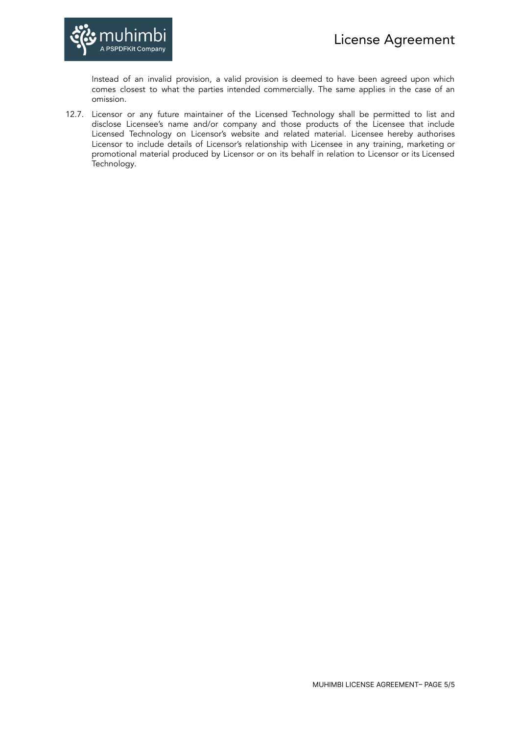Instead of an invalid provision, a valid provision is deemed to have been agreed upon which comes closest to what the parties intended commercially. The same applies in the case of an omission.

12.7. Licensor or any future maintainer of the Licensed Technology shall be permitted to list and disclose Licensee's name and/or company and those products of the Licensee that include Licensed Technology on Licensor's website and related material. Licensee hereby authorises Licensor to include details of Licensor's relationship with Licensee in any training, marketing or promotional material produced by Licensor or on its behalf in relation to Licensor or its Licensed Technology.